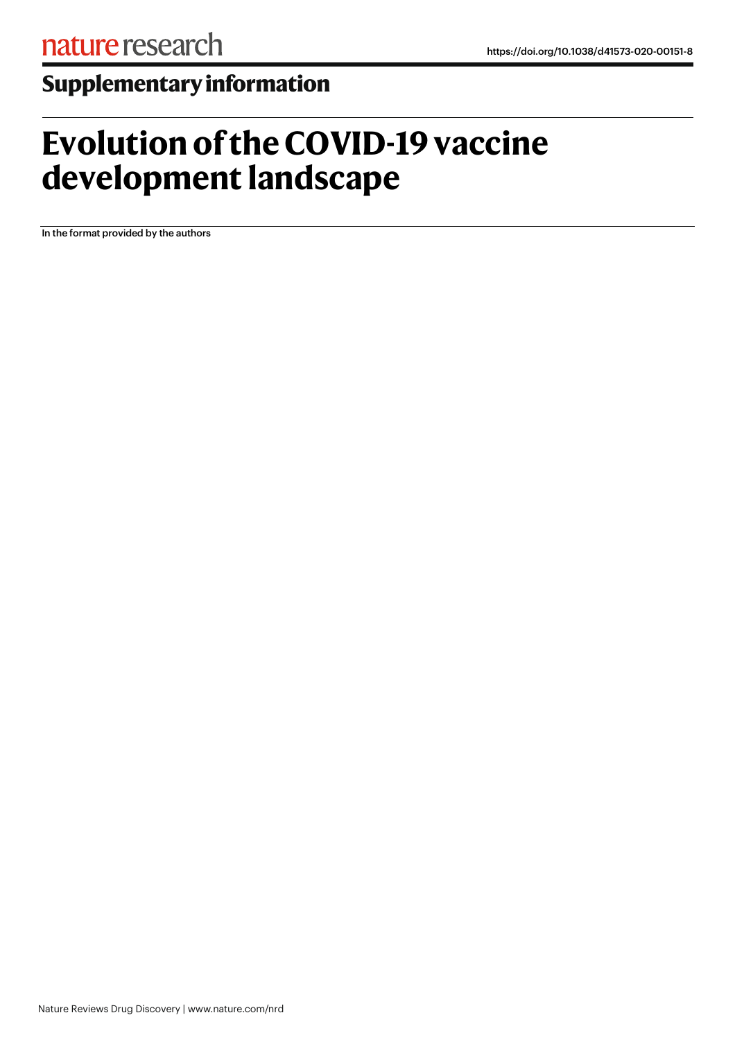nature research

https://doi.org/10.1038/d41573-020-00151-8

## Supplementary information

# Evolution of the COVID-19 vaccine development landscape

In the format provided by the authors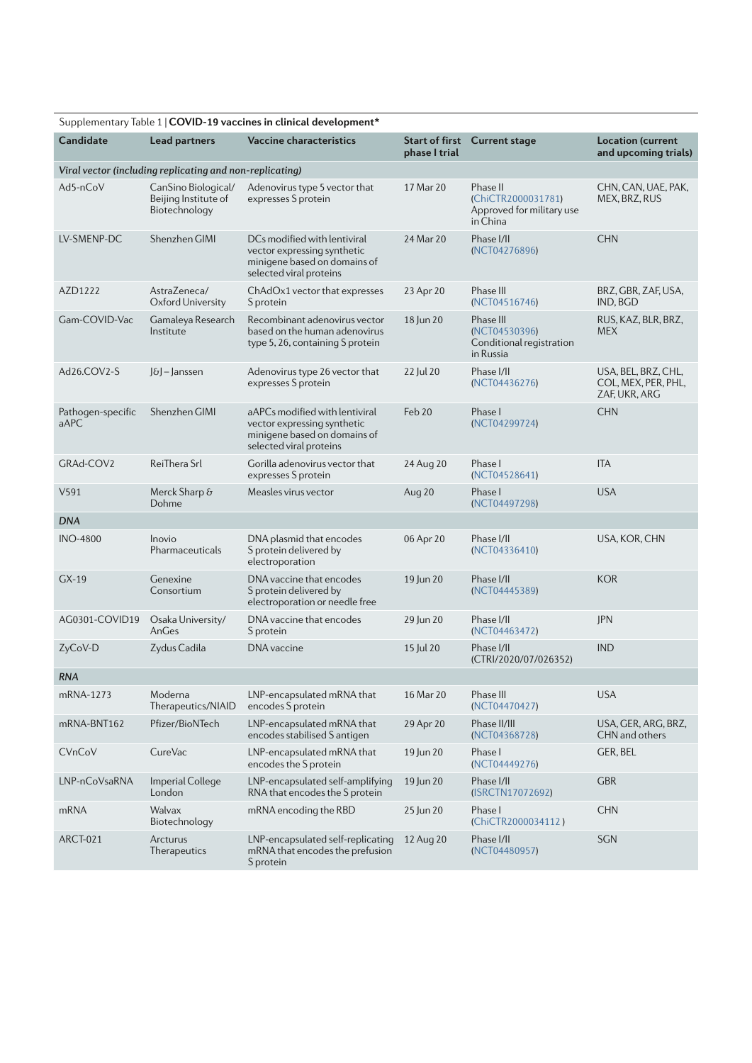Supplementary Table 1 | **COVID-19 vaccines in clinical development***

| Candidate | Lead partners | Vaccine characteristics | Start of first phase I trial | Current stage | Location (current and upcoming trials) |
|---|---|---|---|---|---|
| *Viral vector (including replicating and non-replicating)* | | | | | |
| Ad5-nCoV | CanSino Biological/ Beijing Institute of Biotechnology | Adenovirus type 5 vector that expresses S protein | 17 Mar 20 | Phase II (ChiCTR2000031781) Approved for military use in China | CHN, CAN, UAE, PAK, MEX, BRZ, RUS |
| LV-SMENP-DC | Shenzhen GIMI | DCs modified with lentiviral vector expressing synthetic minigene based on domains of selected viral proteins | 24 Mar 20 | Phase I/II (NCT04276896) | CHN |
| AZD1222 | AstraZeneca/ Oxford University | ChAdOx1 vector that expresses S protein | 23 Apr 20 | Phase III (NCT04516746) | BRZ, GBR, ZAF, USA, IND, BGD |
| Gam-COVID-Vac | Gamaleya Research Institute | Recombinant adenovirus vector based on the human adenovirus type 5, 26, containing S protein | 18 Jun 20 | Phase III (NCT04530396) Conditional registration in Russia | RUS, KAZ, BLR, BRZ, MEX |
| Ad26.COV2-S | J&J – Janssen | Adenovirus type 26 vector that expresses S protein | 22 Jul 20 | Phase I/II (NCT04436276) | USA, BEL, BRZ, CHL, COL, MEX, PER, PHL, ZAF, UKR, ARG |
| Pathogen-specific aAPC | Shenzhen GIMI | aAPCs modified with lentiviral vector expressing synthetic minigene based on domains of selected viral proteins | Feb 20 | Phase I (NCT04299724) | CHN |
| GRAd-COV2 | ReiThera Srl | Gorilla adenovirus vector that expresses S protein | 24 Aug 20 | Phase I (NCT04528641) | ITA |
| V591 | Merck Sharp & Dohme | Measles virus vector | Aug 20 | Phase I (NCT04497298) | USA |
| ***DNA*** | | | | | |
| INO-4800 | Inovio Pharmaceuticals | DNA plasmid that encodes S protein delivered by electroporation | 06 Apr 20 | Phase I/II (NCT04336410) | USA, KOR, CHN |
| GX-19 | Genexine Consortium | DNA vaccine that encodes S protein delivered by electroporation or needle free | 19 Jun 20 | Phase I/II (NCT04445389) | KOR |
| AG0301-COVID19 | Osaka University/ AnGes | DNA vaccine that encodes S protein | 29 Jun 20 | Phase I/II (NCT04463472) | JPN |
| ZyCoV-D | Zydus Cadila | DNA vaccine | 15 Jul 20 | Phase I/II (CTRI/2020/07/026352) | IND |
| ***RNA*** | | | | | |
| mRNA-1273 | Moderna Therapeutics/NIAID | LNP-encapsulated mRNA that encodes S protein | 16 Mar 20 | Phase III (NCT04470427) | USA |
| mRNA-BNT162 | Pfizer/BioNTech | LNP-encapsulated mRNA that encodes stabilised S antigen | 29 Apr 20 | Phase II/III (NCT04368728) | USA, GER, ARG, BRZ, CHN and others |
| CVnCoV | CureVac | LNP-encapsulated mRNA that encodes the S protein | 19 Jun 20 | Phase I (NCT04449276) | GER, BEL |
| LNP-nCoVsaRNA | Imperial College London | LNP-encapsulated self-amplifying RNA that encodes the S protein | 19 Jun 20 | Phase I/II (ISRCTN17072692) | GBR |
| mRNA | Walvax Biotechnology | mRNA encoding the RBD | 25 Jun 20 | Phase I (ChiCTR2000034112 ) | CHN |
| ARCT-021 | Arcturus Therapeutics | LNP-encapsulated self-replicating mRNA that encodes the prefusion S protein | 12 Aug 20 | Phase I/II (NCT04480957) | SGN |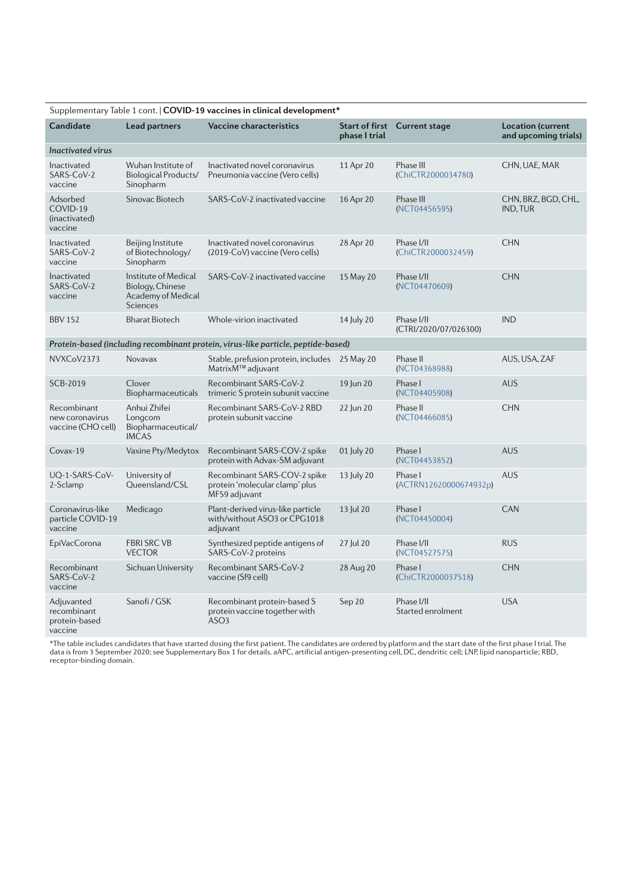Supplementary Table 1 cont. | **COVID-19 vaccines in clinical development***

| Candidate | Lead partners | Vaccine characteristics | Start of first phase I trial | Current stage | Location (current and upcoming trials) |
|---|---|---|---|---|---|
| *Inactivated virus* | | | | | |
| Inactivated SARS-CoV-2 vaccine | Wuhan Institute of Biological Products/ Sinopharm | Inactivated novel coronavirus Pneumonia vaccine (Vero cells) | 11 Apr 20 | Phase III (ChiCTR2000034780) | CHN, UAE, MAR |
| Adsorbed COVID-19 (inactivated) vaccine | Sinovac Biotech | SARS-CoV-2 inactivated vaccine | 16 Apr 20 | Phase III (NCT04456595) | CHN, BRZ, BGD, CHL, IND, TUR |
| Inactivated SARS-CoV-2 vaccine | Beijing Institute of Biotechnology/ Sinopharm | Inactivated novel coronavirus (2019-CoV) vaccine (Vero cells) | 28 Apr 20 | Phase I/II (ChiCTR2000032459) | CHN |
| Inactivated SARS-CoV-2 vaccine | Institute of Medical Biology, Chinese Academy of Medical Sciences | SARS-CoV-2 inactivated vaccine | 15 May 20 | Phase I/II (NCT04470609) | CHN |
| BBV 152 | Bharat Biotech | Whole-virion inactivated | 14 July 20 | Phase I/II (CTRI/2020/07/026300) | IND |
| *Protein-based (including recombinant protein, virus-like particle, peptide-based)* | | | | | |
| NVXCoV2373 | Novavax | Stable, prefusion protein, includes Matrix™ adjuvant | 25 May 20 | Phase II (NCT04368988) | AUS, USA, ZAF |
| SCB-2019 | Clover Biopharmaceuticals | Recombinant SARS-CoV-2 trimeric S protein subunit vaccine | 19 Jun 20 | Phase I (NCT04405908) | AUS |
| Recombinant new coronavirus vaccine (CHO cell) | Anhui Zhifei Longcom Biopharmaceutical/ IMCAS | Recombinant SARS-CoV-2 RBD protein subunit vaccine | 22 Jun 20 | Phase II (NCT04466085) | CHN |
| Covax-19 | Vaxine Pty/Medytox | Recombinant SARS-COV-2 spike protein with Advax-SM adjuvant | 01 July 20 | Phase I (NCT04453852) | AUS |
| UQ-1-SARS-CoV-2-Sclamp | University of Queensland/CSL | Recombinant SARS-COV-2 spike protein 'molecular clamp' plus MF59 adjuvant | 13 July 20 | Phase I (ACTRN12620000674932p) | AUS |
| Coronavirus-like particle COVID-19 vaccine | Medicago | Plant-derived virus-like particle with/without ASO3 or CPG1018 adjuvant | 13 Jul 20 | Phase I (NCT04450004) | CAN |
| EpiVacCorona | FBRI SRC VB VECTOR | Synthesized peptide antigens of SARS-CoV-2 proteins | 27 Jul 20 | Phase I/II (NCT04527575) | RUS |
| Recombinant SARS-CoV-2 vaccine | Sichuan University | Recombinant SARS-CoV-2 vaccine (Sf9 cell) | 28 Aug 20 | Phase I (ChiCTR2000037518) | CHN |
| Adjuvanted recombinant protein-based vaccine | Sanofi / GSK | Recombinant protein-based S protein vaccine together with ASO3 | Sep 20 | Phase I/II Started enrolment | USA |

*The table includes candidates that have started dosing the first patient. The candidates are ordered by platform and the start date of the first phase I trial. The data is from 3 September 2020; see Supplementary Box 1 for details. aAPC, artificial antigen-presenting cell, DC, dendritic cell; LNP, lipid nanoparticle; RBD, receptor-binding domain.